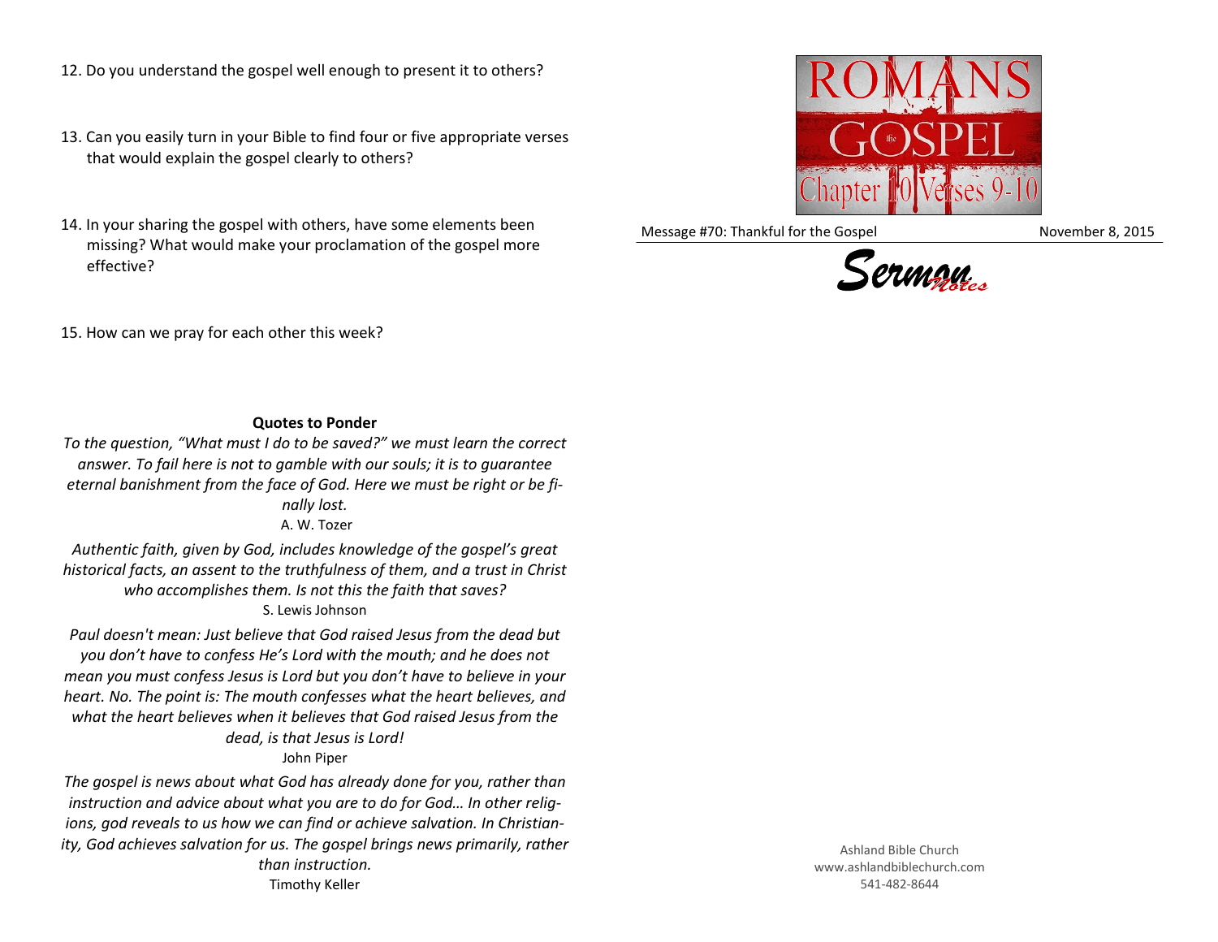12. Do you understand the gospel well enough to present it to others?

13. Can you easily turn in your Bible to find four or five appropriate verses that would explain the gospel clearly to others?

14. In your sharing the gospel with others, have some elements been missing? What would make your proclamation of the gospel more effective?

15. How can we pray for each other this week?

**Quotes to Ponder**

*To the question, "What must I do to be saved?" we must learn the correct answer. To fail here is not to gamble with our souls; it is to guarantee eternal banishment from the face of God. Here we must be right or be finally lost.*
A. W. Tozer

*Authentic faith, given by God, includes knowledge of the gospel's great historical facts, an assent to the truthfulness of them, and a trust in Christ who accomplishes them. Is not this the faith that saves?*
S. Lewis Johnson

*Paul doesn't mean: Just believe that God raised Jesus from the dead but you don't have to confess He's Lord with the mouth; and he does not mean you must confess Jesus is Lord but you don't have to believe in your heart. No. The point is: The mouth confesses what the heart believes, and what the heart believes when it believes that God raised Jesus from the dead, is that Jesus is Lord!*
John Piper

*The gospel is news about what God has already done for you, rather than instruction and advice about what you are to do for God… In other religions, god reveals to us how we can find or achieve salvation. In Christianity, God achieves salvation for us. The gospel brings news primarily, rather than instruction.*
Timothy Keller

# ROMANS the GOSPEL
## Chapter 10 Verses 9-10

Message #70: Thankful for the Gospel — November 8, 2015

*Sermon Notes*

Ashland Bible Church
www.ashlandbiblechurch.com
541-482-8644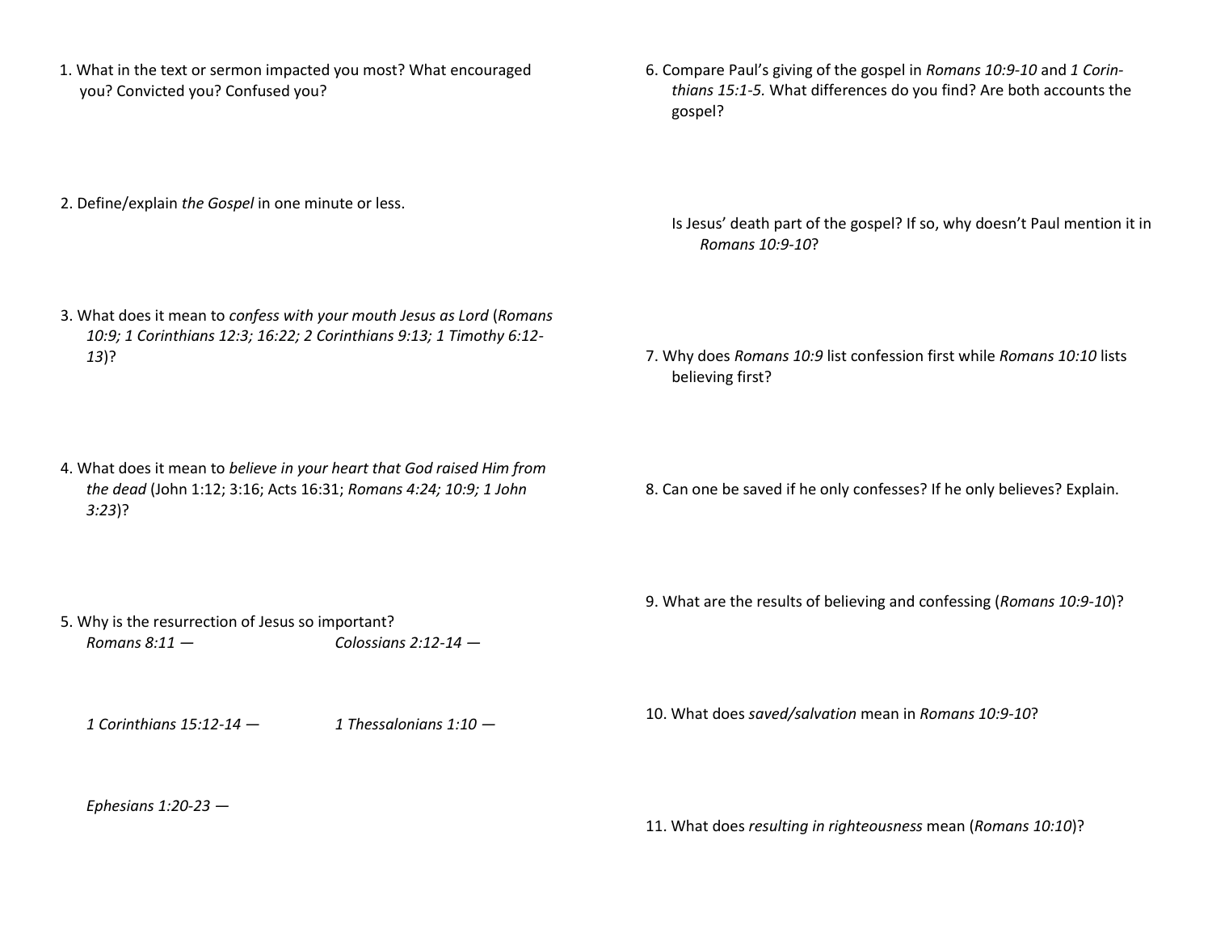1. What in the text or sermon impacted you most? What encouraged you? Convicted you? Confused you?

2. Define/explain *the Gospel* in one minute or less.

3. What does it mean to *confess with your mouth Jesus as Lord* (*Romans 10:9; 1 Corinthians 12:3; 16:22; 2 Corinthians 9:13; 1 Timothy 6:12-13*)?

4. What does it mean to *believe in your heart that God raised Him from the dead* (John 1:12; 3:16; Acts 16:31; *Romans 4:24; 10:9; 1 John 3:23*)?

5. Why is the resurrection of Jesus so important?

   *Romans 8:11 —*

   *Colossians 2:12-14 —*

   *1 Corinthians 15:12-14 —*

   *1 Thessalonians 1:10 —*

   *Ephesians 1:20-23 —*

6. Compare Paul's giving of the gospel in *Romans 10:9-10* and *1 Corinthians 15:1-5.* What differences do you find? Are both accounts the gospel?

   Is Jesus' death part of the gospel? If so, why doesn't Paul mention it in *Romans 10:9-10*?

7. Why does *Romans 10:9* list confession first while *Romans 10:10* lists believing first?

8. Can one be saved if he only confesses? If he only believes? Explain.

9. What are the results of believing and confessing (*Romans 10:9-10*)?

10. What does *saved/salvation* mean in *Romans 10:9-10*?

11. What does *resulting in righteousness* mean (*Romans 10:10*)?